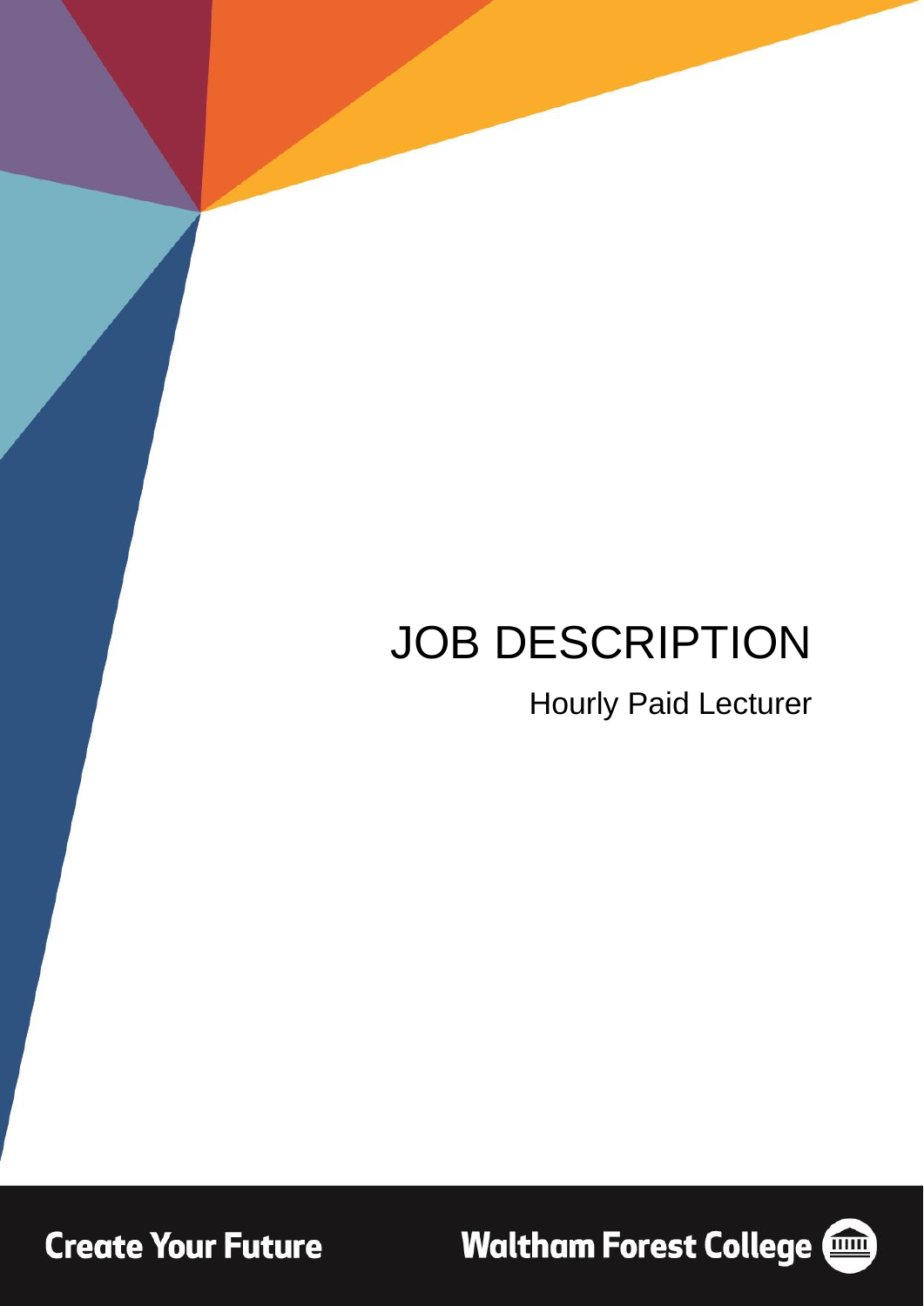# JOB DESCRIPTION

## Hourly Paid Lecturer

Create Your Future

Waltham Forest College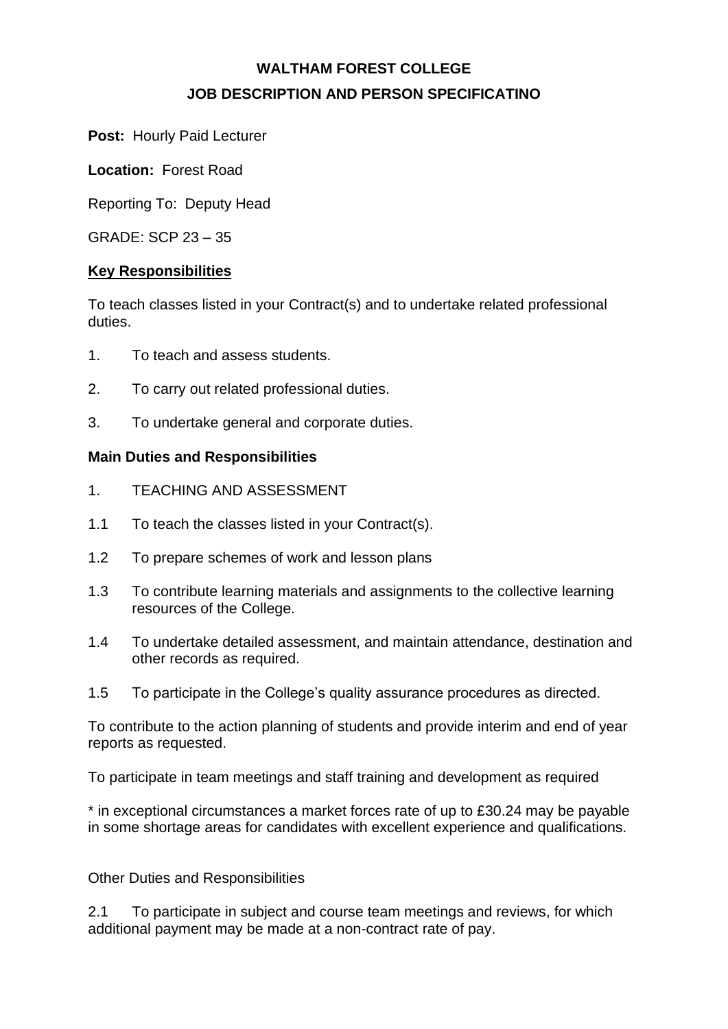**WALTHAM FOREST COLLEGE**

**JOB DESCRIPTION AND PERSON SPECIFICATINO**

**Post:** Hourly Paid Lecturer

**Location:** Forest Road

Reporting To: Deputy Head

GRADE: SCP 23 – 35

## Key Responsibilities

To teach classes listed in your Contract(s) and to undertake related professional duties.

1. To teach and assess students.
2. To carry out related professional duties.
3. To undertake general and corporate duties.

### Main Duties and Responsibilities

1. TEACHING AND ASSESSMENT

1.1 To teach the classes listed in your Contract(s).

1.2 To prepare schemes of work and lesson plans

1.3 To contribute learning materials and assignments to the collective learning resources of the College.

1.4 To undertake detailed assessment, and maintain attendance, destination and other records as required.

1.5 To participate in the College's quality assurance procedures as directed.

To contribute to the action planning of students and provide interim and end of year reports as requested.

To participate in team meetings and staff training and development as required

* in exceptional circumstances a market forces rate of up to £30.24 may be payable in some shortage areas for candidates with excellent experience and qualifications.

Other Duties and Responsibilities

2.1 To participate in subject and course team meetings and reviews, for which additional payment may be made at a non-contract rate of pay.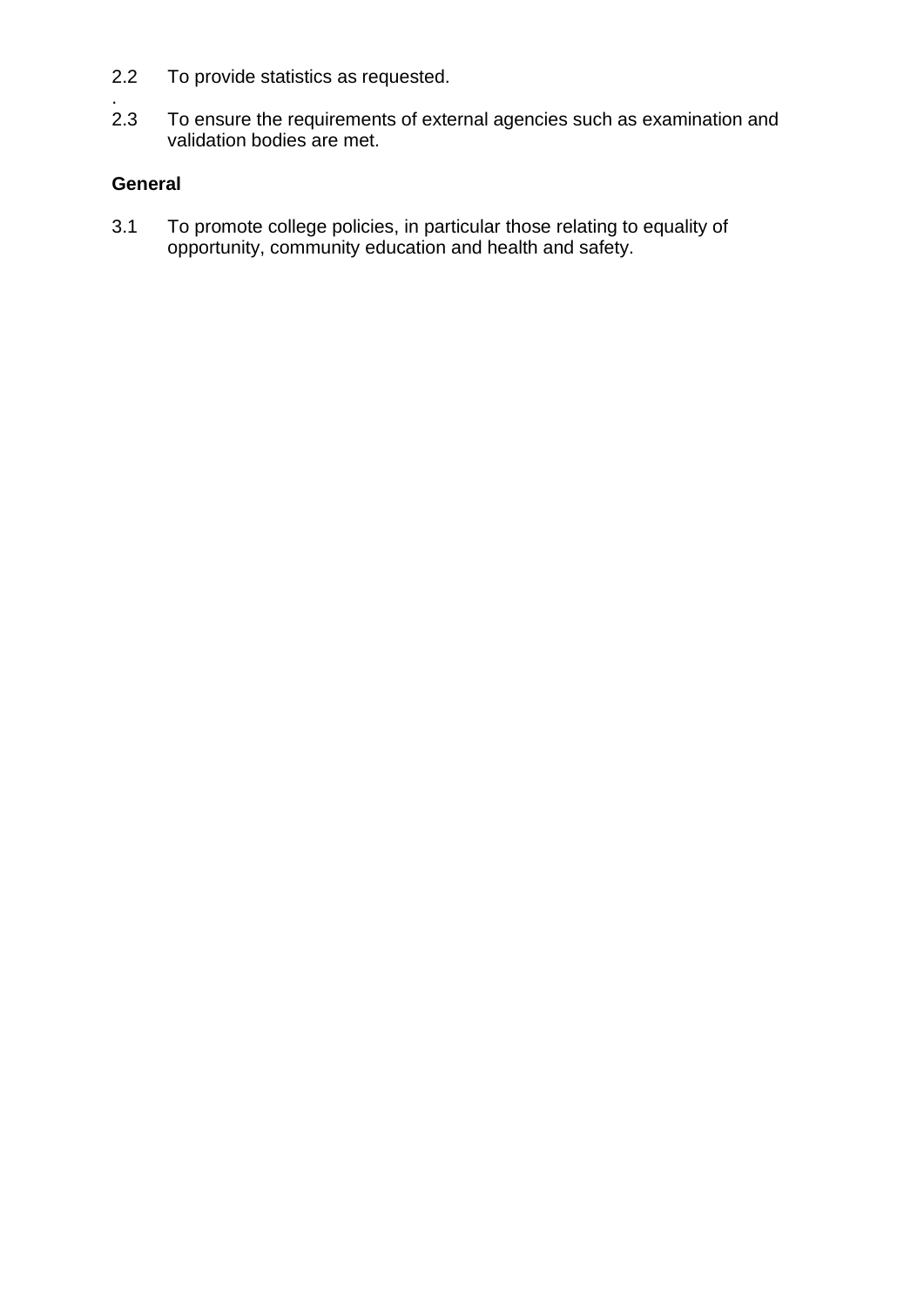2.2 To provide statistics as requested.

.

2.3 To ensure the requirements of external agencies such as examination and validation bodies are met.

**General**

3.1 To promote college policies, in particular those relating to equality of opportunity, community education and health and safety.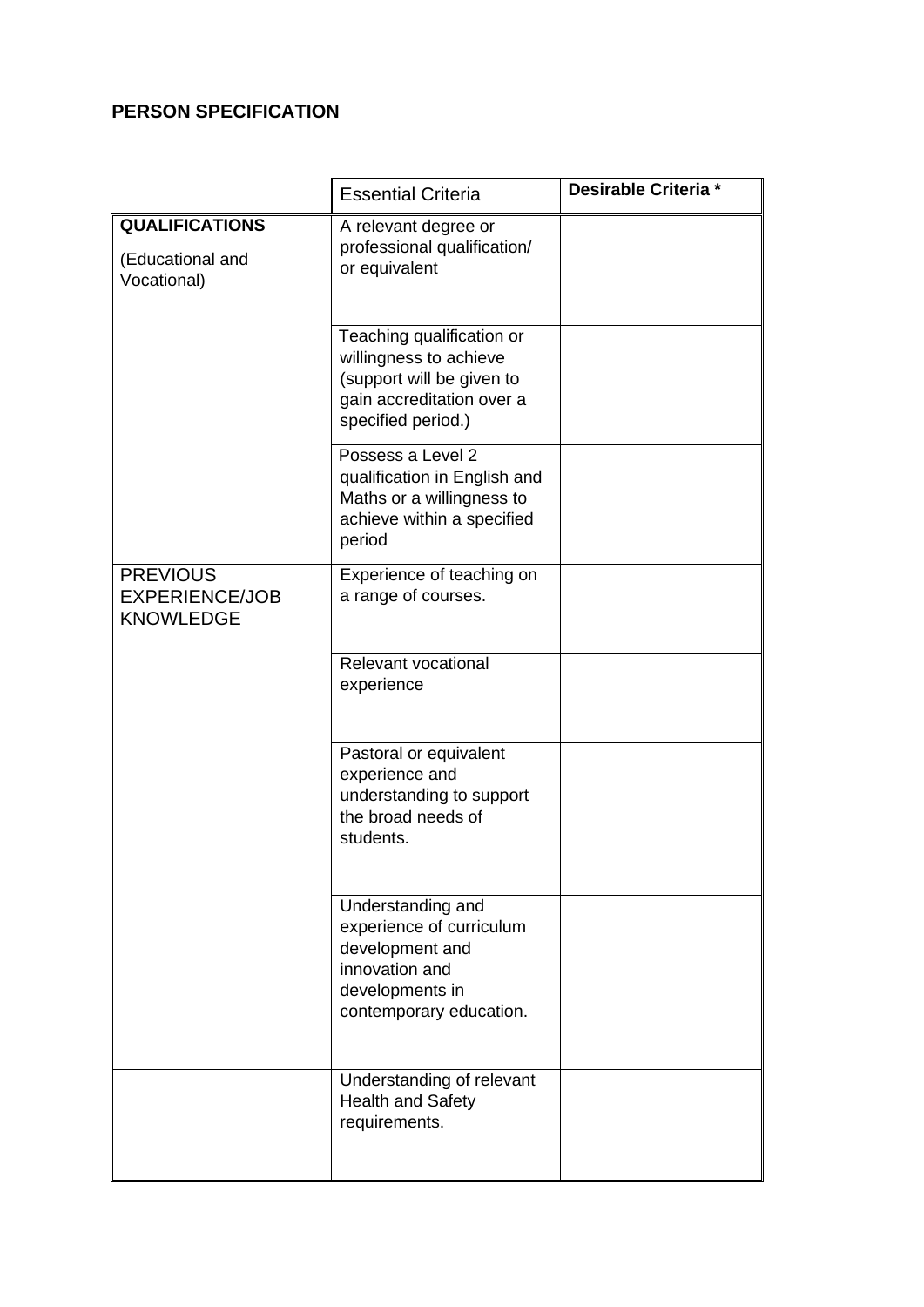**PERSON SPECIFICATION**

| | Essential Criteria | **Desirable Criteria *** |
|---|---|---|
| **QUALIFICATIONS** (Educational and Vocational) | A relevant degree or professional qualification/ or equivalent | |
| | Teaching qualification or willingness to achieve (support will be given to gain accreditation over a specified period.) | |
| | Possess a Level 2 qualification in English and Maths or a willingness to achieve within a specified period | |
| PREVIOUS EXPERIENCE/JOB KNOWLEDGE | Experience of teaching on a range of courses. | |
| | Relevant vocational experience | |
| | Pastoral or equivalent experience and understanding to support the broad needs of students. | |
| | Understanding and experience of curriculum development and innovation and developments in contemporary education. | |
| | Understanding of relevant Health and Safety requirements. | |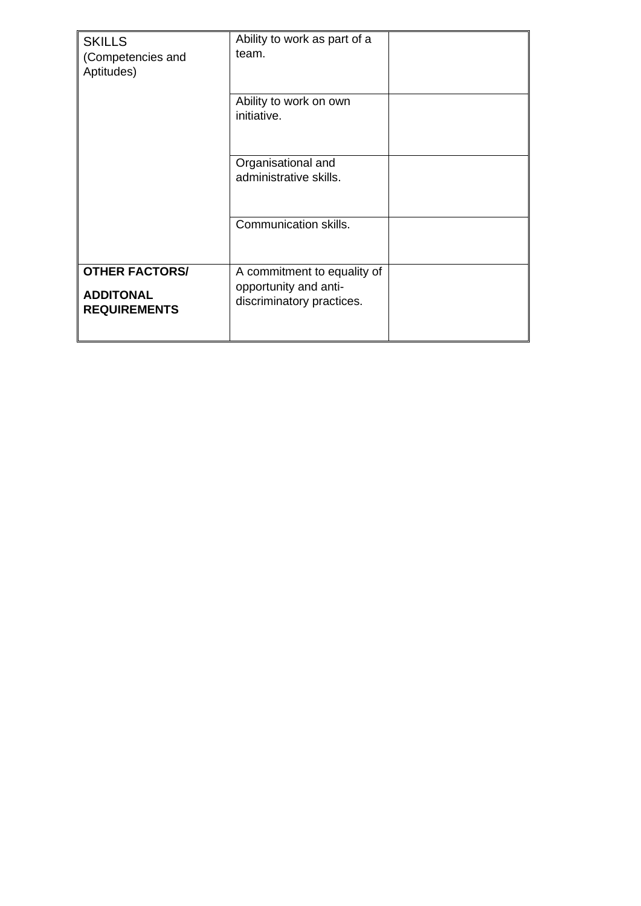| | | |
|---|---|---|
| SKILLS (Competencies and Aptitudes) | Ability to work as part of a team. | |
| | Ability to work on own initiative. | |
| | Organisational and administrative skills. | |
| | Communication skills. | |
| **OTHER FACTORS/ ADDITONAL REQUIREMENTS** | A commitment to equality of opportunity and anti-discriminatory practices. | |